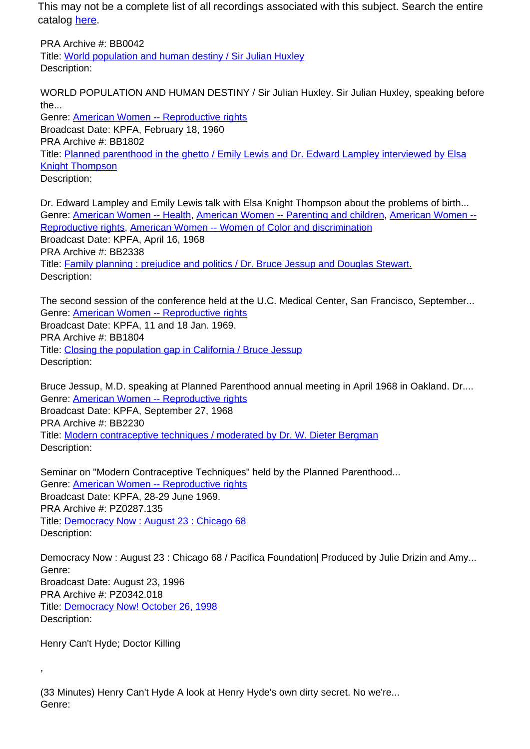This may not be a complete list of all recordings associated with this subject. Search the entire catalog [here](#).

PRA Archive #: BB0042
Title: [World population and human destiny / Sir Julian Huxley](#)
Description:

WORLD POPULATION AND HUMAN DESTINY / Sir Julian Huxley. Sir Julian Huxley, speaking before the...
Genre: [American Women -- Reproductive rights](#)
Broadcast Date: KPFA, February 18, 1960
PRA Archive #: BB1802
Title: [Planned parenthood in the ghetto / Emily Lewis and Dr. Edward Lampley interviewed by Elsa Knight Thompson](#)
Description:

Dr. Edward Lampley and Emily Lewis talk with Elsa Knight Thompson about the problems of birth...
Genre: [American Women -- Health](#), [American Women -- Parenting and children](#), [American Women -- Reproductive rights](#), [American Women -- Women of Color and discrimination](#)
Broadcast Date: KPFA, April 16, 1968
PRA Archive #: BB2338
Title: [Family planning : prejudice and politics / Dr. Bruce Jessup and Douglas Stewart.](#)
Description:

The second session of the conference held at the U.C. Medical Center, San Francisco, September...
Genre: [American Women -- Reproductive rights](#)
Broadcast Date: KPFA, 11 and 18 Jan. 1969.
PRA Archive #: BB1804
Title: [Closing the population gap in California / Bruce Jessup](#)
Description:

Bruce Jessup, M.D. speaking at Planned Parenthood annual meeting in April 1968 in Oakland. Dr....
Genre: [American Women -- Reproductive rights](#)
Broadcast Date: KPFA, September 27, 1968
PRA Archive #: BB2230
Title: [Modern contraceptive techniques / moderated by Dr. W. Dieter Bergman](#)
Description:

Seminar on "Modern Contraceptive Techniques" held by the Planned Parenthood...
Genre: [American Women -- Reproductive rights](#)
Broadcast Date: KPFA, 28-29 June 1969.
PRA Archive #: PZ0287.135
Title: [Democracy Now : August 23 : Chicago 68](#)
Description:

Democracy Now : August 23 : Chicago 68 / Pacifica Foundation| Produced by Julie Drizin and Amy...
Genre:
Broadcast Date: August 23, 1996
PRA Archive #: PZ0342.018
Title: [Democracy Now! October 26, 1998](#)
Description:

Henry Can't Hyde; Doctor Killing

,

(33 Minutes) Henry Can't Hyde A look at Henry Hyde's own dirty secret. No we're...
Genre: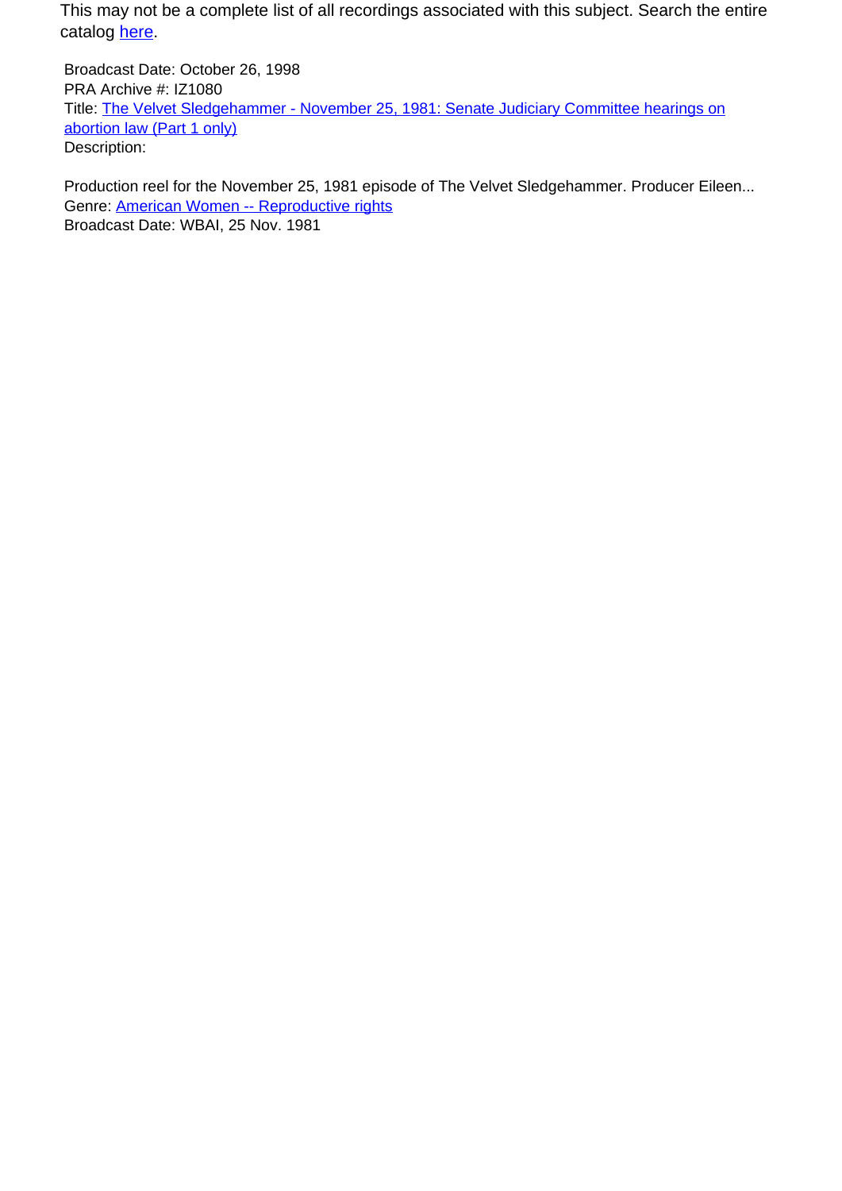This may not be a complete list of all recordings associated with this subject. Search the entire catalog here.

Broadcast Date: October 26, 1998
PRA Archive #: IZ1080
Title: The Velvet Sledgehammer - November 25, 1981: Senate Judiciary Committee hearings on abortion law (Part 1 only)
Description:

Production reel for the November 25, 1981 episode of The Velvet Sledgehammer. Producer Eileen...
Genre: American Women -- Reproductive rights
Broadcast Date: WBAI, 25 Nov. 1981